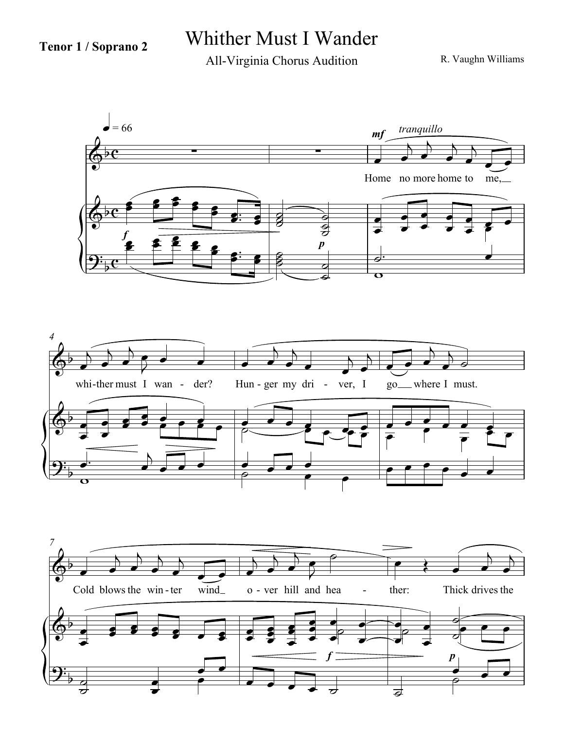**Tenor 1 / Soprano 2**

# Whither Must I Wander

All-Virginia Chorus Audition

R. Vaughn Williams

♩ = 66

*mf* *tranquillo*

Home no more home to me, whi-ther must I wan - der? Hun - ger my dri - ver, I go where I must.

Cold blows the win - ter wind o - ver hill and hea - ther: Thick drives the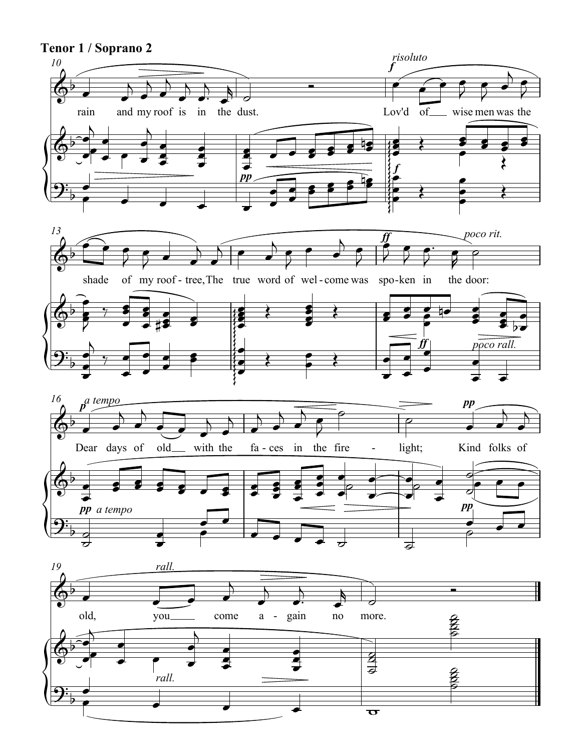**Tenor 1 / Soprano 2**

rain and my roof is in the dust.

*risoluto*

Lov'd of wise men was the shade of my roof-tree, The true word of wel-come was spo-ken in the door:

*poco rit.*

*a tempo*

Dear days of old with the fa-ces in the fire-light; Kind folks of old, you come a-gain no more.

*rall.*